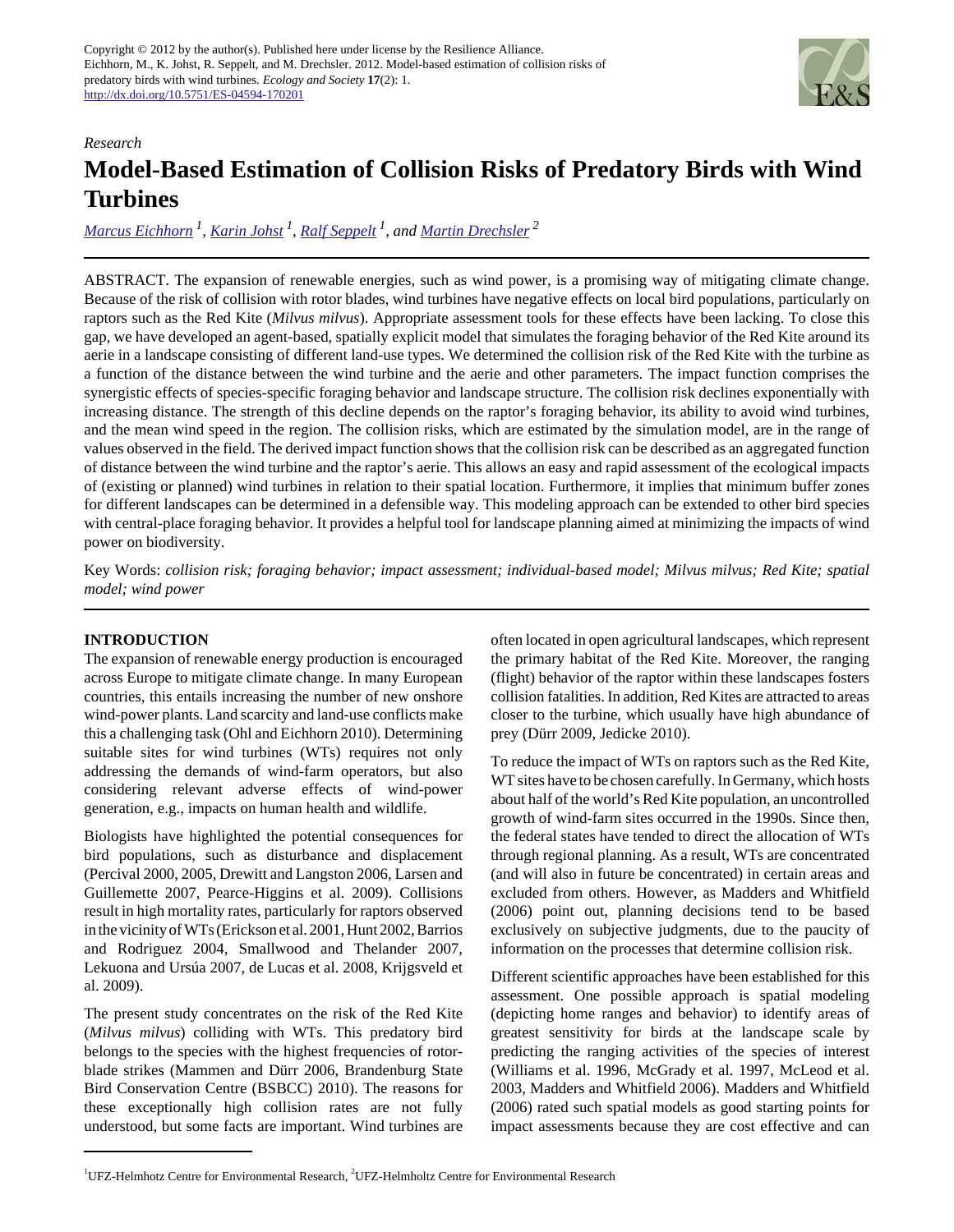Copyright © 2012 by the author(s). Published here under license by the Resilience Alliance.
Eichhorn, M., K. Johst, R. Seppelt, and M. Drechsler. 2012. Model-based estimation of collision risks of predatory birds with wind turbines. *Ecology and Society* **17**(2): 1.
http://dx.doi.org/10.5751/ES-04594-170201

*Research*

# Model-Based Estimation of Collision Risks of Predatory Birds with Wind Turbines

*Marcus Eichhorn* [1], *Karin Johst* [1], *Ralf Seppelt* [1], *and Martin Drechsler* [2]

ABSTRACT. The expansion of renewable energies, such as wind power, is a promising way of mitigating climate change. Because of the risk of collision with rotor blades, wind turbines have negative effects on local bird populations, particularly on raptors such as the Red Kite (*Milvus milvus*). Appropriate assessment tools for these effects have been lacking. To close this gap, we have developed an agent-based, spatially explicit model that simulates the foraging behavior of the Red Kite around its aerie in a landscape consisting of different land-use types. We determined the collision risk of the Red Kite with the turbine as a function of the distance between the wind turbine and the aerie and other parameters. The impact function comprises the synergistic effects of species-specific foraging behavior and landscape structure. The collision risk declines exponentially with increasing distance. The strength of this decline depends on the raptor's foraging behavior, its ability to avoid wind turbines, and the mean wind speed in the region. The collision risks, which are estimated by the simulation model, are in the range of values observed in the field. The derived impact function shows that the collision risk can be described as an aggregated function of distance between the wind turbine and the raptor's aerie. This allows an easy and rapid assessment of the ecological impacts of (existing or planned) wind turbines in relation to their spatial location. Furthermore, it implies that minimum buffer zones for different landscapes can be determined in a defensible way. This modeling approach can be extended to other bird species with central-place foraging behavior. It provides a helpful tool for landscape planning aimed at minimizing the impacts of wind power on biodiversity.

Key Words: *collision risk; foraging behavior; impact assessment; individual-based model; Milvus milvus; Red Kite; spatial model; wind power*

## INTRODUCTION

The expansion of renewable energy production is encouraged across Europe to mitigate climate change. In many European countries, this entails increasing the number of new onshore wind-power plants. Land scarcity and land-use conflicts make this a challenging task (Ohl and Eichhorn 2010). Determining suitable sites for wind turbines (WTs) requires not only addressing the demands of wind-farm operators, but also considering relevant adverse effects of wind-power generation, e.g., impacts on human health and wildlife.

Biologists have highlighted the potential consequences for bird populations, such as disturbance and displacement (Percival 2000, 2005, Drewitt and Langston 2006, Larsen and Guillemette 2007, Pearce-Higgins et al. 2009). Collisions result in high mortality rates, particularly for raptors observed in the vicinity of WTs (Erickson et al. 2001, Hunt 2002, Barrios and Rodriguez 2004, Smallwood and Thelander 2007, Lekuona and Ursúa 2007, de Lucas et al. 2008, Krijgsveld et al. 2009).

The present study concentrates on the risk of the Red Kite (*Milvus milvus*) colliding with WTs. This predatory bird belongs to the species with the highest frequencies of rotor-blade strikes (Mammen and Dürr 2006, Brandenburg State Bird Conservation Centre (BSBCC) 2010). The reasons for these exceptionally high collision rates are not fully understood, but some facts are important. Wind turbines are often located in open agricultural landscapes, which represent the primary habitat of the Red Kite. Moreover, the ranging (flight) behavior of the raptor within these landscapes fosters collision fatalities. In addition, Red Kites are attracted to areas closer to the turbine, which usually have high abundance of prey (Dürr 2009, Jedicke 2010).

To reduce the impact of WTs on raptors such as the Red Kite, WT sites have to be chosen carefully. In Germany, which hosts about half of the world's Red Kite population, an uncontrolled growth of wind-farm sites occurred in the 1990s. Since then, the federal states have tended to direct the allocation of WTs through regional planning. As a result, WTs are concentrated (and will also in future be concentrated) in certain areas and excluded from others. However, as Madders and Whitfield (2006) point out, planning decisions tend to be based exclusively on subjective judgments, due to the paucity of information on the processes that determine collision risk.

Different scientific approaches have been established for this assessment. One possible approach is spatial modeling (depicting home ranges and behavior) to identify areas of greatest sensitivity for birds at the landscape scale by predicting the ranging activities of the species of interest (Williams et al. 1996, McGrady et al. 1997, McLeod et al. 2003, Madders and Whitfield 2006). Madders and Whitfield (2006) rated such spatial models as good starting points for impact assessments because they are cost effective and can

[1]UFZ-Helmhotz Centre for Environmental Research, [2]UFZ-Helmholtz Centre for Environmental Research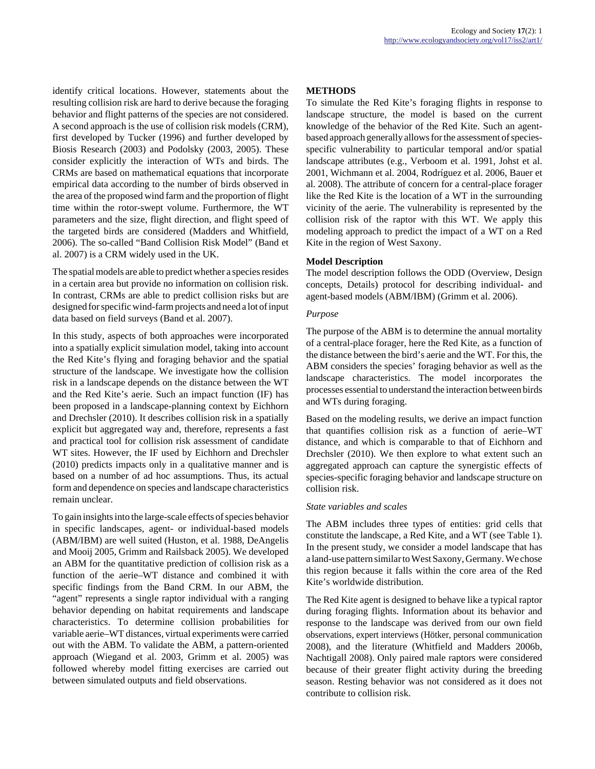identify critical locations. However, statements about the resulting collision risk are hard to derive because the foraging behavior and flight patterns of the species are not considered. A second approach is the use of collision risk models (CRM), first developed by Tucker (1996) and further developed by Biosis Research (2003) and Podolsky (2003, 2005). These consider explicitly the interaction of WTs and birds. The CRMs are based on mathematical equations that incorporate empirical data according to the number of birds observed in the area of the proposed wind farm and the proportion of flight time within the rotor-swept volume. Furthermore, the WT parameters and the size, flight direction, and flight speed of the targeted birds are considered (Madders and Whitfield, 2006). The so-called "Band Collision Risk Model" (Band et al. 2007) is a CRM widely used in the UK.

The spatial models are able to predict whether a species resides in a certain area but provide no information on collision risk. In contrast, CRMs are able to predict collision risks but are designed for specific wind-farm projects and need a lot of input data based on field surveys (Band et al. 2007).

In this study, aspects of both approaches were incorporated into a spatially explicit simulation model, taking into account the Red Kite's flying and foraging behavior and the spatial structure of the landscape. We investigate how the collision risk in a landscape depends on the distance between the WT and the Red Kite's aerie. Such an impact function (IF) has been proposed in a landscape-planning context by Eichhorn and Drechsler (2010). It describes collision risk in a spatially explicit but aggregated way and, therefore, represents a fast and practical tool for collision risk assessment of candidate WT sites. However, the IF used by Eichhorn and Drechsler (2010) predicts impacts only in a qualitative manner and is based on a number of ad hoc assumptions. Thus, its actual form and dependence on species and landscape characteristics remain unclear.

To gain insights into the large-scale effects of species behavior in specific landscapes, agent- or individual-based models (ABM/IBM) are well suited (Huston, et al. 1988, DeAngelis and Mooij 2005, Grimm and Railsback 2005). We developed an ABM for the quantitative prediction of collision risk as a function of the aerie–WT distance and combined it with specific findings from the Band CRM. In our ABM, the "agent" represents a single raptor individual with a ranging behavior depending on habitat requirements and landscape characteristics. To determine collision probabilities for variable aerie–WT distances, virtual experiments were carried out with the ABM. To validate the ABM, a pattern-oriented approach (Wiegand et al. 2003, Grimm et al. 2005) was followed whereby model fitting exercises are carried out between simulated outputs and field observations.

## METHODS

To simulate the Red Kite's foraging flights in response to landscape structure, the model is based on the current knowledge of the behavior of the Red Kite. Such an agent-based approach generally allows for the assessment of species-specific vulnerability to particular temporal and/or spatial landscape attributes (e.g., Verboom et al. 1991, Johst et al. 2001, Wichmann et al. 2004, Rodríguez et al. 2006, Bauer et al. 2008). The attribute of concern for a central-place forager like the Red Kite is the location of a WT in the surrounding vicinity of the aerie. The vulnerability is represented by the collision risk of the raptor with this WT. We apply this modeling approach to predict the impact of a WT on a Red Kite in the region of West Saxony.

### Model Description

The model description follows the ODD (Overview, Design concepts, Details) protocol for describing individual- and agent-based models (ABM/IBM) (Grimm et al. 2006).

*Purpose*

The purpose of the ABM is to determine the annual mortality of a central-place forager, here the Red Kite, as a function of the distance between the bird's aerie and the WT. For this, the ABM considers the species' foraging behavior as well as the landscape characteristics. The model incorporates the processes essential to understand the interaction between birds and WTs during foraging.

Based on the modeling results, we derive an impact function that quantifies collision risk as a function of aerie–WT distance, and which is comparable to that of Eichhorn and Drechsler (2010). We then explore to what extent such an aggregated approach can capture the synergistic effects of species-specific foraging behavior and landscape structure on collision risk.

*State variables and scales*

The ABM includes three types of entities: grid cells that constitute the landscape, a Red Kite, and a WT (see Table 1). In the present study, we consider a model landscape that has a land-use pattern similar to West Saxony, Germany. We chose this region because it falls within the core area of the Red Kite's worldwide distribution.

The Red Kite agent is designed to behave like a typical raptor during foraging flights. Information about its behavior and response to the landscape was derived from our own field observations, expert interviews (Hötker, personal communication 2008), and the literature (Whitfield and Madders 2006b, Nachtigall 2008). Only paired male raptors were considered because of their greater flight activity during the breeding season. Resting behavior was not considered as it does not contribute to collision risk.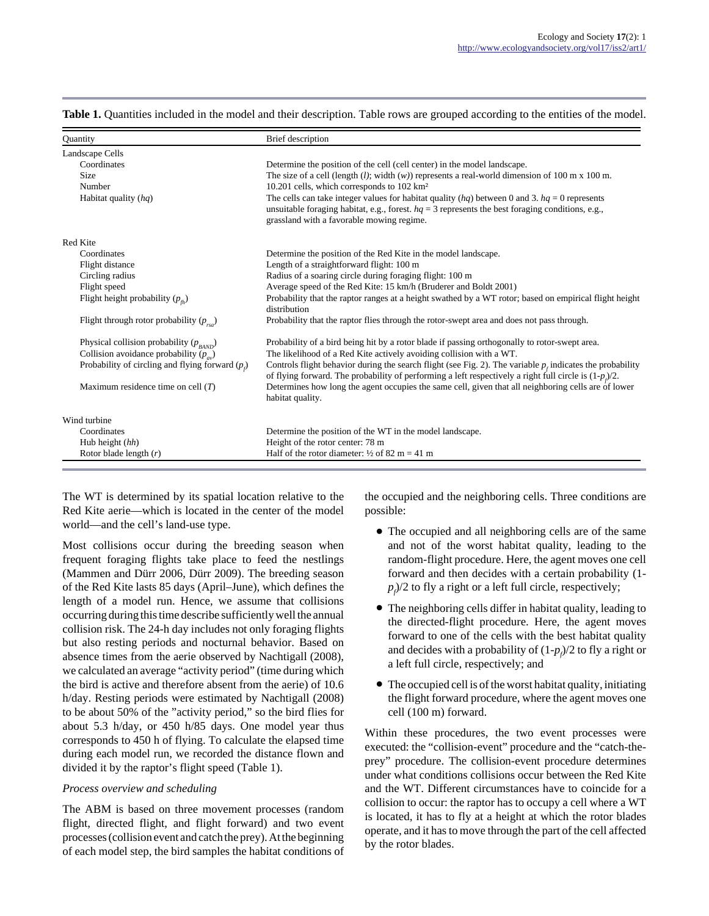**Table 1.** Quantities included in the model and their description. Table rows are grouped according to the entities of the model.

| Quantity | Brief description |
| --- | --- |
| Landscape Cells | |
| Coordinates | Determine the position of the cell (cell center) in the model landscape. |
| Size | The size of a cell (length ($l$); width ($w$)) represents a real-world dimension of 100 m x 100 m. |
| Number | 10.201 cells, which corresponds to 102 km² |
| Habitat quality ($hq$) | The cells can take integer values for habitat quality ($hq$) between 0 and 3. $hq = 0$ represents unsuitable foraging habitat, e.g., forest. $hq = 3$ represents the best foraging conditions, e.g., grassland with a favorable mowing regime. |
| Red Kite | |
| Coordinates | Determine the position of the Red Kite in the model landscape. |
| Flight distance | Length of a straightforward flight: 100 m |
| Circling radius | Radius of a soaring circle during foraging flight: 100 m |
| Flight speed | Average speed of the Red Kite: 15 km/h (Bruderer and Boldt 2001) |
| Flight height probability ($p_{fh}$) | Probability that the raptor ranges at a height swathed by a WT rotor; based on empirical flight height distribution |
| Flight through rotor probability ($p_{rsa}$) | Probability that the raptor flies through the rotor-swept area and does not pass through. |
| Physical collision probability ($p_{BAND}$) | Probability of a bird being hit by a rotor blade if passing orthogonally to rotor-swept area. |
| Collision avoidance probability ($p_{av}$) | The likelihood of a Red Kite actively avoiding collision with a WT. |
| Probability of circling and flying forward ($p_f$) | Controls flight behavior during the search flight (see Fig. 2). The variable $p_f$ indicates the probability of flying forward. The probability of performing a left respectively a right full circle is $(1-p_f)/2$. |
| Maximum residence time on cell ($T$) | Determines how long the agent occupies the same cell, given that all neighboring cells are of lower habitat quality. |
| Wind turbine | |
| Coordinates | Determine the position of the WT in the model landscape. |
| Hub height ($hh$) | Height of the rotor center: 78 m |
| Rotor blade length ($r$) | Half of the rotor diameter: ½ of 82 m = 41 m |

The WT is determined by its spatial location relative to the Red Kite aerie—which is located in the center of the model world—and the cell's land-use type.

Most collisions occur during the breeding season when frequent foraging flights take place to feed the nestlings (Mammen and Dürr 2006, Dürr 2009). The breeding season of the Red Kite lasts 85 days (April–June), which defines the length of a model run. Hence, we assume that collisions occurring during this time describe sufficiently well the annual collision risk. The 24-h day includes not only foraging flights but also resting periods and nocturnal behavior. Based on absence times from the aerie observed by Nachtigall (2008), we calculated an average "activity period" (time during which the bird is active and therefore absent from the aerie) of 10.6 h/day. Resting periods were estimated by Nachtigall (2008) to be about 50% of the "activity period," so the bird flies for about 5.3 h/day, or 450 h/85 days. One model year thus corresponds to 450 h of flying. To calculate the elapsed time during each model run, we recorded the distance flown and divided it by the raptor's flight speed (Table 1).

*Process overview and scheduling*

The ABM is based on three movement processes (random flight, directed flight, and flight forward) and two event processes (collision event and catch the prey). At the beginning of each model step, the bird samples the habitat conditions of the occupied and the neighboring cells. Three conditions are possible:

- The occupied and all neighboring cells are of the same and not of the worst habitat quality, leading to the random-flight procedure. Here, the agent moves one cell forward and then decides with a certain probability $(1-p_f)/2$ to fly a right or a left full circle, respectively;
- The neighboring cells differ in habitat quality, leading to the directed-flight procedure. Here, the agent moves forward to one of the cells with the best habitat quality and decides with a probability of $(1-p_f)/2$ to fly a right or a left full circle, respectively; and
- The occupied cell is of the worst habitat quality, initiating the flight forward procedure, where the agent moves one cell (100 m) forward.

Within these procedures, the two event processes were executed: the "collision-event" procedure and the "catch-the-prey" procedure. The collision-event procedure determines under what conditions collisions occur between the Red Kite and the WT. Different circumstances have to coincide for a collision to occur: the raptor has to occupy a cell where a WT is located, it has to fly at a height at which the rotor blades operate, and it has to move through the part of the cell affected by the rotor blades.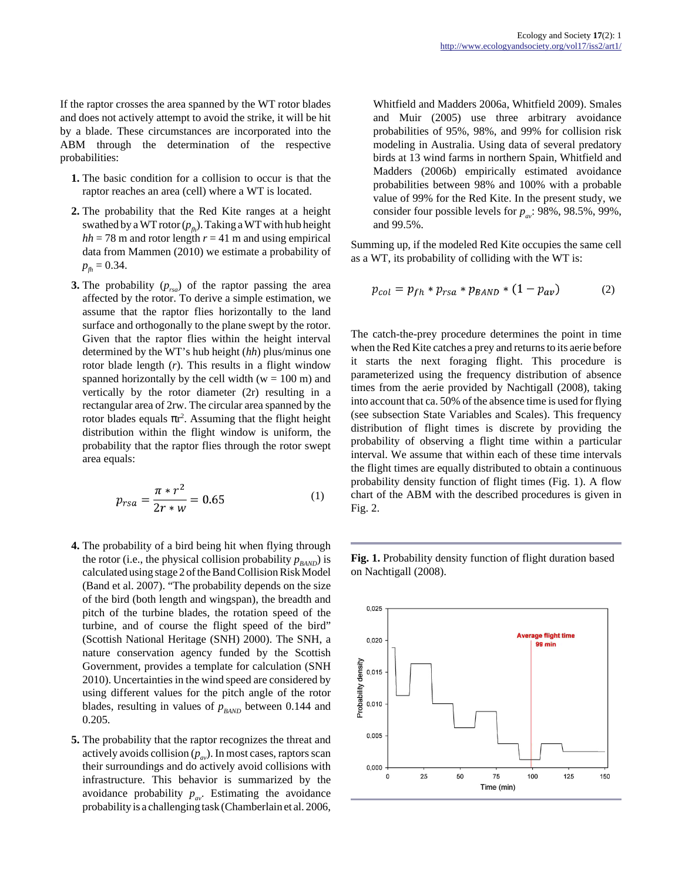If the raptor crosses the area spanned by the WT rotor blades and does not actively attempt to avoid the strike, it will be hit by a blade. These circumstances are incorporated into the ABM through the determination of the respective probabilities:

1. The basic condition for a collision to occur is that the raptor reaches an area (cell) where a WT is located.
2. The probability that the Red Kite ranges at a height swathed by a WT rotor ($p_{fh}$). Taking a WT with hub height $hh$ = 78 m and rotor length $r$ = 41 m and using empirical data from Mammen (2010) we estimate a probability of $p_{fh}$ = 0.34.
3. The probability ($p_{rsa}$) of the raptor passing the area affected by the rotor. To derive a simple estimation, we assume that the raptor flies horizontally to the land surface and orthogonally to the plane swept by the rotor. Given that the raptor flies within the height interval determined by the WT's hub height ($hh$) plus/minus one rotor blade length ($r$). This results in a flight window spanned horizontally by the cell width (w = 100 m) and vertically by the rotor diameter (2r) resulting in a rectangular area of 2rw. The circular area spanned by the rotor blades equals $\pi r^2$. Assuming that the flight height distribution within the flight window is uniform, the probability that the raptor flies through the rotor swept area equals:

$$p_{rsa} = \frac{\pi * r^2}{2r * w} = 0.65 \tag{1}$$

4. The probability of a bird being hit when flying through the rotor (i.e., the physical collision probability $p_{BAND}$) is calculated using stage 2 of the Band Collision Risk Model (Band et al. 2007). "The probability depends on the size of the bird (both length and wingspan), the breadth and pitch of the turbine blades, the rotation speed of the turbine, and of course the flight speed of the bird" (Scottish National Heritage (SNH) 2000). The SNH, a nature conservation agency funded by the Scottish Government, provides a template for calculation (SNH 2010). Uncertainties in the wind speed are considered by using different values for the pitch angle of the rotor blades, resulting in values of $p_{BAND}$ between 0.144 and 0.205.
5. The probability that the raptor recognizes the threat and actively avoids collision ($p_{av}$). In most cases, raptors scan their surroundings and do actively avoid collisions with infrastructure. This behavior is summarized by the avoidance probability $p_{av}$. Estimating the avoidance probability is a challenging task (Chamberlain et al. 2006, Whitfield and Madders 2006a, Whitfield 2009). Smales and Muir (2005) use three arbitrary avoidance probabilities of 95%, 98%, and 99% for collision risk modeling in Australia. Using data of several predatory birds at 13 wind farms in northern Spain, Whitfield and Madders (2006b) empirically estimated avoidance probabilities between 98% and 100% with a probable value of 99% for the Red Kite. In the present study, we consider four possible levels for $p_{av}$: 98%, 98.5%, 99%, and 99.5%.

Summing up, if the modeled Red Kite occupies the same cell as a WT, its probability of colliding with the WT is:

$$p_{col} = p_{fh} * p_{rsa} * p_{BAND} * (1 - p_{av}) \tag{2}$$

The catch-the-prey procedure determines the point in time when the Red Kite catches a prey and returns to its aerie before it starts the next foraging flight. This procedure is parameterized using the frequency distribution of absence times from the aerie provided by Nachtigall (2008), taking into account that ca. 50% of the absence time is used for flying (see subsection State Variables and Scales). This frequency distribution of flight times is discrete by providing the probability of observing a flight time within a particular interval. We assume that within each of these time intervals the flight times are equally distributed to obtain a continuous probability density function of flight times (Fig. 1). A flow chart of the ABM with the described procedures is given in Fig. 2.

**Fig. 1.** Probability density function of flight duration based on Nachtigall (2008).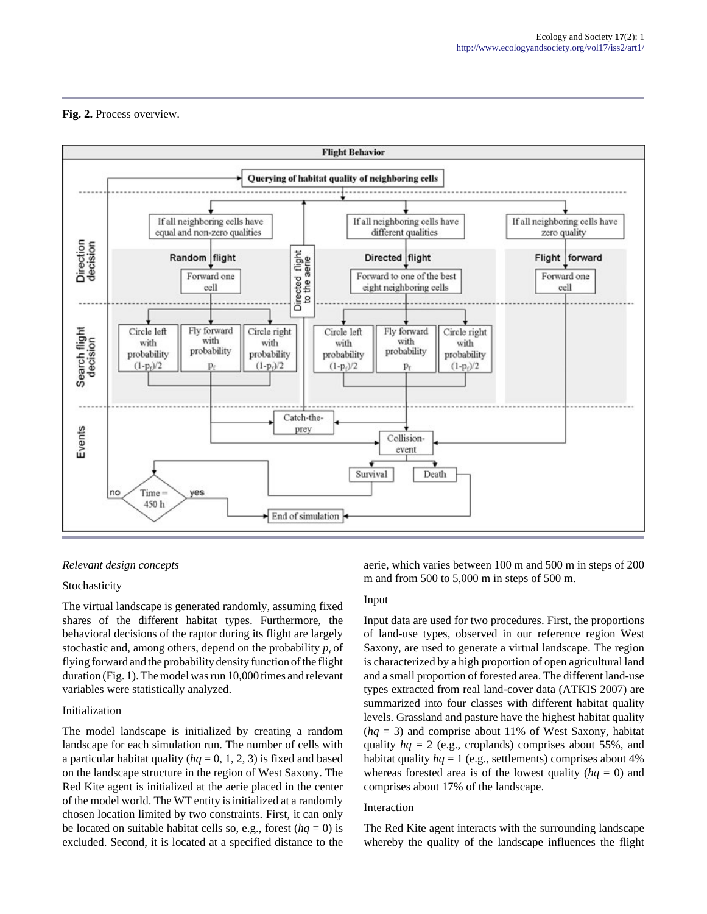**Fig. 2.** Process overview.

*Relevant design concepts*

Stochasticity

The virtual landscape is generated randomly, assuming fixed shares of the different habitat types. Furthermore, the behavioral decisions of the raptor during its flight are largely stochastic and, among others, depend on the probability $p_f$ of flying forward and the probability density function of the flight duration (Fig. 1). The model was run 10,000 times and relevant variables were statistically analyzed.

Initialization

The model landscape is initialized by creating a random landscape for each simulation run. The number of cells with a particular habitat quality ($hq$ = 0, 1, 2, 3) is fixed and based on the landscape structure in the region of West Saxony. The Red Kite agent is initialized at the aerie placed in the center of the model world. The WT entity is initialized at a randomly chosen location limited by two constraints. First, it can only be located on suitable habitat cells so, e.g., forest ($hq$ = 0) is excluded. Second, it is located at a specified distance to the aerie, which varies between 100 m and 500 m in steps of 200 m and from 500 to 5,000 m in steps of 500 m.

Input

Input data are used for two procedures. First, the proportions of land-use types, observed in our reference region West Saxony, are used to generate a virtual landscape. The region is characterized by a high proportion of open agricultural land and a small proportion of forested area. The different land-use types extracted from real land-cover data (ATKIS 2007) are summarized into four classes with different habitat quality levels. Grassland and pasture have the highest habitat quality ($hq$ = 3) and comprise about 11% of West Saxony, habitat quality $hq$ = 2 (e.g., croplands) comprises about 55%, and habitat quality $hq$ = 1 (e.g., settlements) comprises about 4% whereas forested area is of the lowest quality ($hq$ = 0) and comprises about 17% of the landscape.

Interaction

The Red Kite agent interacts with the surrounding landscape whereby the quality of the landscape influences the flight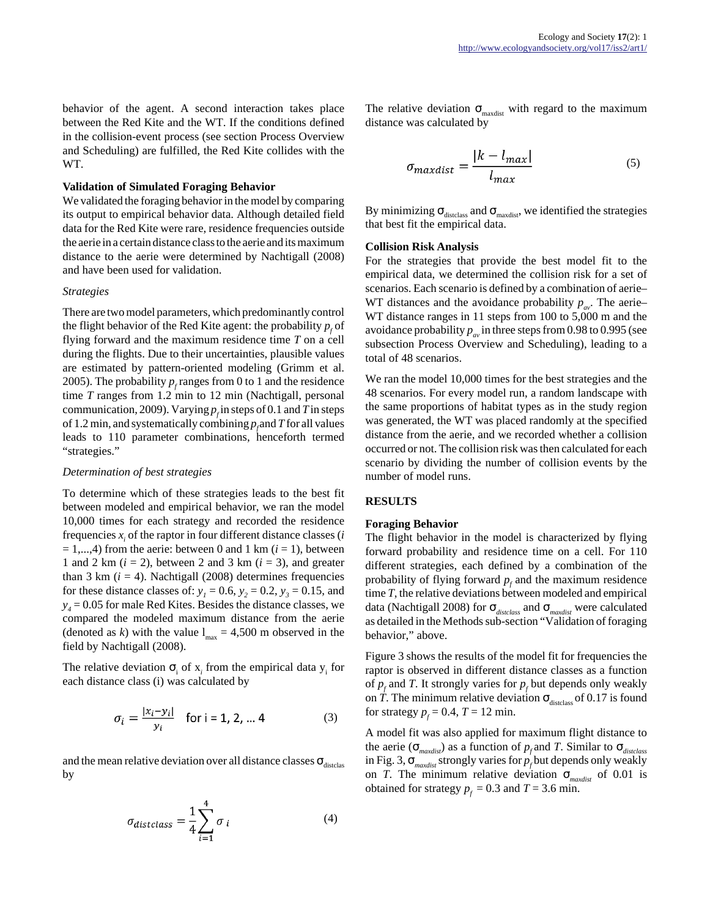behavior of the agent. A second interaction takes place between the Red Kite and the WT. If the conditions defined in the collision-event process (see section Process Overview and Scheduling) are fulfilled, the Red Kite collides with the WT.

**Validation of Simulated Foraging Behavior**

We validated the foraging behavior in the model by comparing its output to empirical behavior data. Although detailed field data for the Red Kite were rare, residence frequencies outside the aerie in a certain distance class to the aerie and its maximum distance to the aerie were determined by Nachtigall (2008) and have been used for validation.

*Strategies*

There are two model parameters, which predominantly control the flight behavior of the Red Kite agent: the probability $p_f$ of flying forward and the maximum residence time $T$ on a cell during the flights. Due to their uncertainties, plausible values are estimated by pattern-oriented modeling (Grimm et al. 2005). The probability $p_f$ ranges from 0 to 1 and the residence time $T$ ranges from 1.2 min to 12 min (Nachtigall, personal communication, 2009). Varying $p_f$ in steps of 0.1 and $T$ in steps of 1.2 min, and systematically combining $p_f$ and $T$ for all values leads to 110 parameter combinations, henceforth termed "strategies."

*Determination of best strategies*

To determine which of these strategies leads to the best fit between modeled and empirical behavior, we ran the model 10,000 times for each strategy and recorded the residence frequencies $x_i$ of the raptor in four different distance classes ($i$ = 1,...,4) from the aerie: between 0 and 1 km ($i$ = 1), between 1 and 2 km ($i$ = 2), between 2 and 3 km ($i$ = 3), and greater than 3 km ($i$ = 4). Nachtigall (2008) determines frequencies for these distance classes of: $y_1 = 0.6$, $y_2 = 0.2$, $y_3 = 0.15$, and $y_4 = 0.05$ for male Red Kites. Besides the distance classes, we compared the modeled maximum distance from the aerie (denoted as $k$) with the value $l_{max}$ = 4,500 m observed in the field by Nachtigall (2008).

The relative deviation $\sigma_i$ of $x_i$ from the empirical data $y_i$ for each distance class (i) was calculated by

$$\sigma_i = \frac{|x_i - y_i|}{y_i} \quad \text{for i = 1, 2, ... 4} \tag{3}$$

and the mean relative deviation over all distance classes $\sigma_{distclas}$ by

$$\sigma_{distclass} = \frac{1}{4}\sum_{i=1}^{4} \sigma_i \tag{4}$$

The relative deviation $\sigma_{maxdist}$ with regard to the maximum distance was calculated by

$$\sigma_{maxdist} = \frac{|k - l_{max}|}{l_{max}} \tag{5}$$

By minimizing $\sigma_{distclass}$ and $\sigma_{maxdist}$, we identified the strategies that best fit the empirical data.

**Collision Risk Analysis**

For the strategies that provide the best model fit to the empirical data, we determined the collision risk for a set of scenarios. Each scenario is defined by a combination of aerie–WT distances and the avoidance probability $p_{av}$. The aerie–WT distance ranges in 11 steps from 100 to 5,000 m and the avoidance probability $p_{av}$ in three steps from 0.98 to 0.995 (see subsection Process Overview and Scheduling), leading to a total of 48 scenarios.

We ran the model 10,000 times for the best strategies and the 48 scenarios. For every model run, a random landscape with the same proportions of habitat types as in the study region was generated, the WT was placed randomly at the specified distance from the aerie, and we recorded whether a collision occurred or not. The collision risk was then calculated for each scenario by dividing the number of collision events by the number of model runs.

## RESULTS

**Foraging Behavior**

The flight behavior in the model is characterized by flying forward probability and residence time on a cell. For 110 different strategies, each defined by a combination of the probability of flying forward $p_f$ and the maximum residence time $T$, the relative deviations between modeled and empirical data (Nachtigall 2008) for $\sigma_{distclass}$ and $\sigma_{maxdist}$ were calculated as detailed in the Methods sub-section "Validation of foraging behavior," above.

Figure 3 shows the results of the model fit for frequencies the raptor is observed in different distance classes as a function of $p_f$ and $T$. It strongly varies for $p_f$ but depends only weakly on $T$. The minimum relative deviation $\sigma_{distclass}$ of 0.17 is found for strategy $p_f = 0.4$, $T = 12$ min.

A model fit was also applied for maximum flight distance to the aerie ($\sigma_{maxdist}$) as a function of $p_f$ and $T$. Similar to $\sigma_{distclass}$ in Fig. 3, $\sigma_{maxdist}$ strongly varies for $p_f$ but depends only weakly on $T$. The minimum relative deviation $\sigma_{maxdist}$ of 0.01 is obtained for strategy $p_f = 0.3$ and $T = 3.6$ min.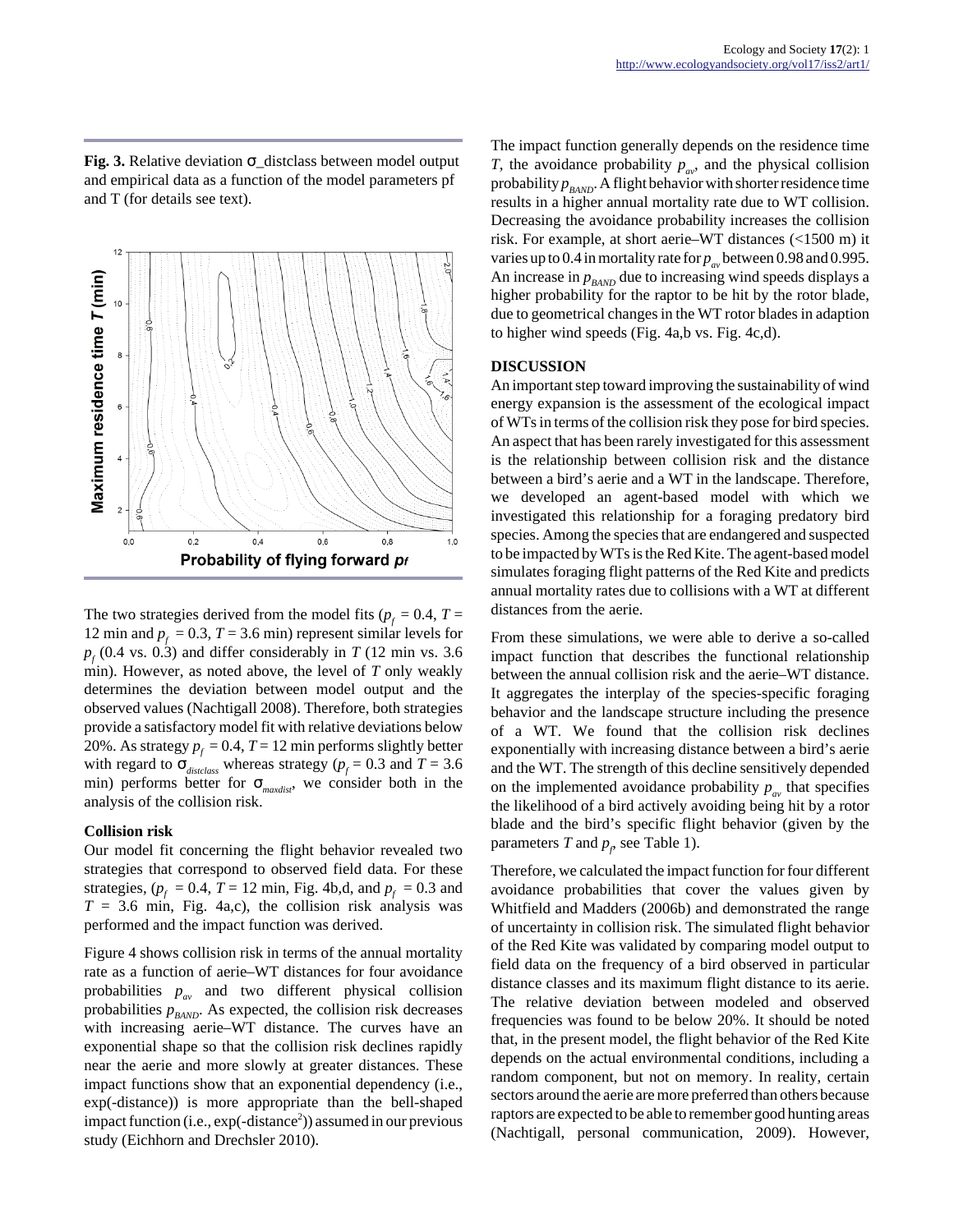**Fig. 3.** Relative deviation σ_distclass between model output and empirical data as a function of the model parameters pf and T (for details see text).

Maximum residence time *T* (min)

12
10
8
6
4
2

0,0 0,2 0,4 0,6 0,8 1,0

Probability of flying forward *pf*

0.6 0.6 0.6 0.6 0.2 0.4 0.4 0.6 0.8 1.0 1.2 1.4 1.6 1.8 2.0 1.6 1.4 1.6

The two strategies derived from the model fits ($p_f$ = 0.4, $T$ = 12 min and $p_f$ = 0.3, $T$ = 3.6 min) represent similar levels for $p_f$ (0.4 vs. 0.3) and differ considerably in $T$ (12 min vs. 3.6 min). However, as noted above, the level of $T$ only weakly determines the deviation between model output and the observed values (Nachtigall 2008). Therefore, both strategies provide a satisfactory model fit with relative deviations below 20%. As strategy $p_f$ = 0.4, $T$ = 12 min performs slightly better with regard to $\sigma_{distclass}$ whereas strategy ($p_f$ = 0.3 and $T$ = 3.6 min) performs better for $\sigma_{maxdist}$, we consider both in the analysis of the collision risk.

### Collision risk

Our model fit concerning the flight behavior revealed two strategies that correspond to observed field data. For these strategies, ($p_f$ = 0.4, $T$ = 12 min, Fig. 4b,d, and $p_f$ = 0.3 and $T$ = 3.6 min, Fig. 4a,c), the collision risk analysis was performed and the impact function was derived.

Figure 4 shows collision risk in terms of the annual mortality rate as a function of aerie–WT distances for four avoidance probabilities $p_{av}$ and two different physical collision probabilities $p_{BAND}$. As expected, the collision risk decreases with increasing aerie–WT distance. The curves have an exponential shape so that the collision risk declines rapidly near the aerie and more slowly at greater distances. These impact functions show that an exponential dependency (i.e., exp(-distance)) is more appropriate than the bell-shaped impact function (i.e., exp(-distance$^2$)) assumed in our previous study (Eichhorn and Drechsler 2010).

The impact function generally depends on the residence time $T$, the avoidance probability $p_{av}$, and the physical collision probability $p_{BAND}$. A flight behavior with shorter residence time results in a higher annual mortality rate due to WT collision. Decreasing the avoidance probability increases the collision risk. For example, at short aerie–WT distances (<1500 m) it varies up to 0.4 in mortality rate for $p_{av}$ between 0.98 and 0.995. An increase in $p_{BAND}$ due to increasing wind speeds displays a higher probability for the raptor to be hit by the rotor blade, due to geometrical changes in the WT rotor blades in adaption to higher wind speeds (Fig. 4a,b vs. Fig. 4c,d).

## DISCUSSION

An important step toward improving the sustainability of wind energy expansion is the assessment of the ecological impact of WTs in terms of the collision risk they pose for bird species. An aspect that has been rarely investigated for this assessment is the relationship between collision risk and the distance between a bird's aerie and a WT in the landscape. Therefore, we developed an agent-based model with which we investigated this relationship for a foraging predatory bird species. Among the species that are endangered and suspected to be impacted by WTs is the Red Kite. The agent-based model simulates foraging flight patterns of the Red Kite and predicts annual mortality rates due to collisions with a WT at different distances from the aerie.

From these simulations, we were able to derive a so-called impact function that describes the functional relationship between the annual collision risk and the aerie–WT distance. It aggregates the interplay of the species-specific foraging behavior and the landscape structure including the presence of a WT. We found that the collision risk declines exponentially with increasing distance between a bird's aerie and the WT. The strength of this decline sensitively depended on the implemented avoidance probability $p_{av}$ that specifies the likelihood of a bird actively avoiding being hit by a rotor blade and the bird's specific flight behavior (given by the parameters $T$ and $p_f$, see Table 1).

Therefore, we calculated the impact function for four different avoidance probabilities that cover the values given by Whitfield and Madders (2006b) and demonstrated the range of uncertainty in collision risk. The simulated flight behavior of the Red Kite was validated by comparing model output to field data on the frequency of a bird observed in particular distance classes and its maximum flight distance to its aerie. The relative deviation between modeled and observed frequencies was found to be below 20%. It should be noted that, in the present model, the flight behavior of the Red Kite depends on the actual environmental conditions, including a random component, but not on memory. In reality, certain sectors around the aerie are more preferred than others because raptors are expected to be able to remember good hunting areas (Nachtigall, personal communication, 2009). However,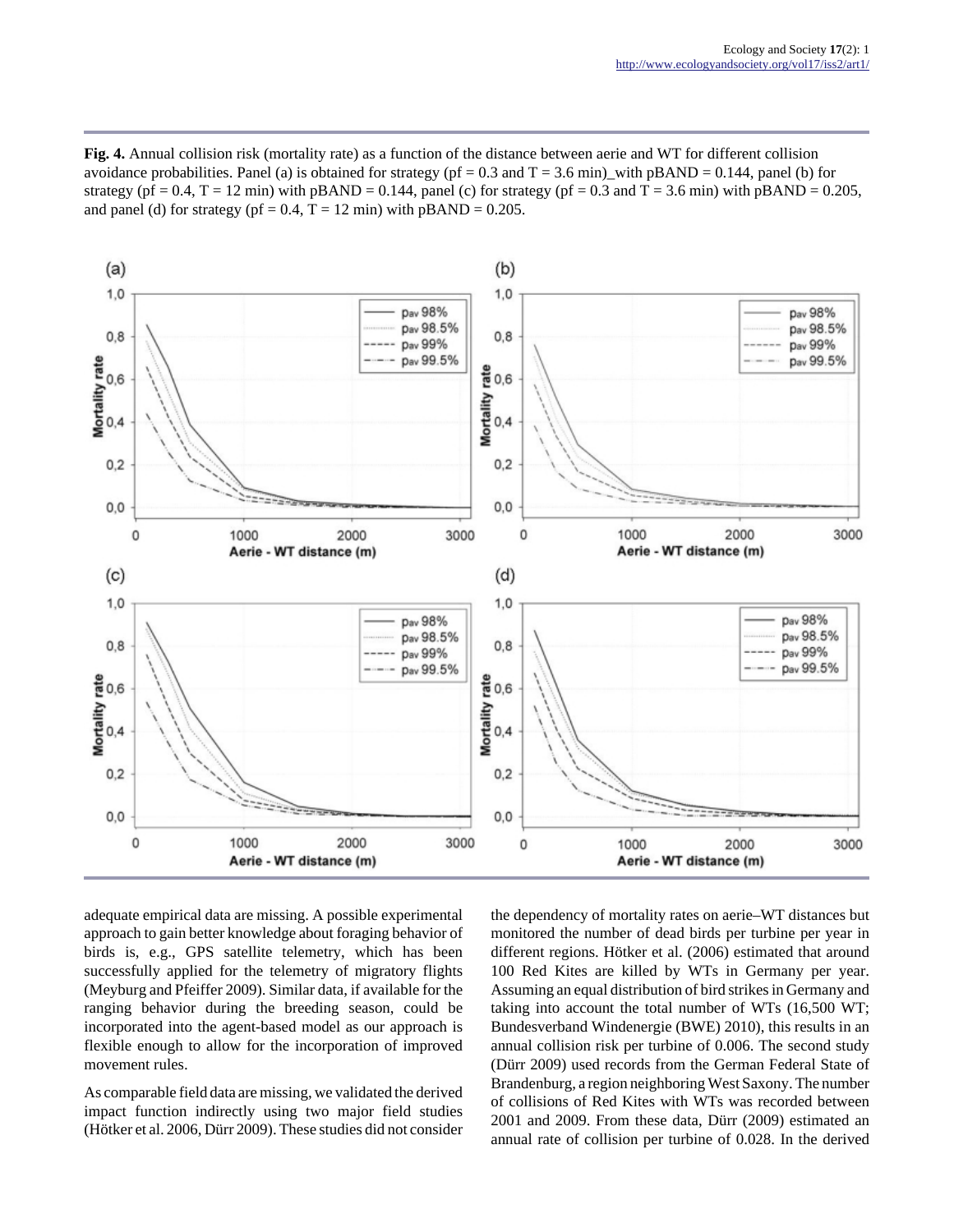**Fig. 4.** Annual collision risk (mortality rate) as a function of the distance between aerie and WT for different collision avoidance probabilities. Panel (a) is obtained for strategy ($pf = 0.3$ and $T = 3.6$ min)_with $pBAND = 0.144$, panel (b) for strategy ($pf = 0.4$, $T = 12$ min) with $pBAND = 0.144$, panel (c) for strategy ($pf = 0.3$ and $T = 3.6$ min) with $pBAND = 0.205$, and panel (d) for strategy ($pf = 0.4$, $T = 12$ min) with $pBAND = 0.205$.

adequate empirical data are missing. A possible experimental approach to gain better knowledge about foraging behavior of birds is, e.g., GPS satellite telemetry, which has been successfully applied for the telemetry of migratory flights (Meyburg and Pfeiffer 2009). Similar data, if available for the ranging behavior during the breeding season, could be incorporated into the agent-based model as our approach is flexible enough to allow for the incorporation of improved movement rules.

As comparable field data are missing, we validated the derived impact function indirectly using two major field studies (Hötker et al. 2006, Dürr 2009). These studies did not consider the dependency of mortality rates on aerie–WT distances but monitored the number of dead birds per turbine per year in different regions. Hötker et al. (2006) estimated that around 100 Red Kites are killed by WTs in Germany per year. Assuming an equal distribution of bird strikes in Germany and taking into account the total number of WTs (16,500 WT; Bundesverband Windenergie (BWE) 2010), this results in an annual collision risk per turbine of 0.006. The second study (Dürr 2009) used records from the German Federal State of Brandenburg, a region neighboring West Saxony. The number of collisions of Red Kites with WTs was recorded between 2001 and 2009. From these data, Dürr (2009) estimated an annual rate of collision per turbine of 0.028. In the derived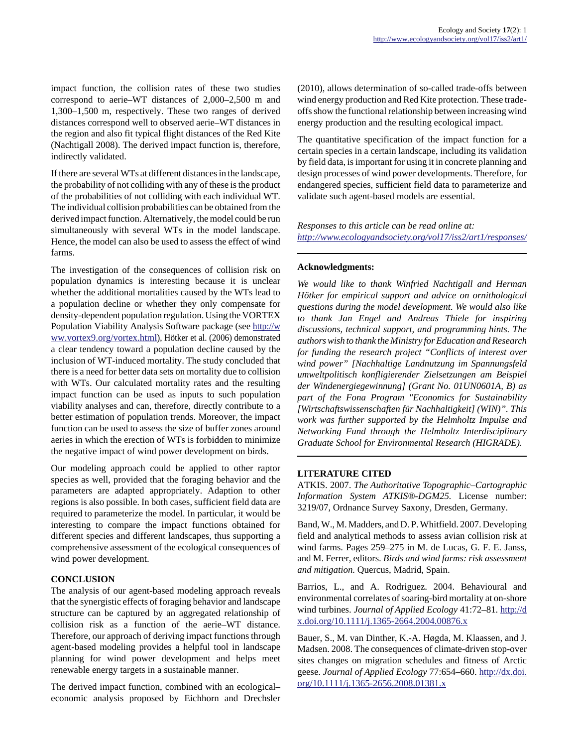impact function, the collision rates of these two studies correspond to aerie–WT distances of 2,000–2,500 m and 1,300–1,500 m, respectively. These two ranges of derived distances correspond well to observed aerie–WT distances in the region and also fit typical flight distances of the Red Kite (Nachtigall 2008). The derived impact function is, therefore, indirectly validated.

If there are several WTs at different distances in the landscape, the probability of not colliding with any of these is the product of the probabilities of not colliding with each individual WT. The individual collision probabilities can be obtained from the derived impact function. Alternatively, the model could be run simultaneously with several WTs in the model landscape. Hence, the model can also be used to assess the effect of wind farms.

The investigation of the consequences of collision risk on population dynamics is interesting because it is unclear whether the additional mortalities caused by the WTs lead to a population decline or whether they only compensate for density-dependent population regulation. Using the VORTEX Population Viability Analysis Software package (see http://www.vortex9.org/vortex.html), Hötker et al. (2006) demonstrated a clear tendency toward a population decline caused by the inclusion of WT-induced mortality. The study concluded that there is a need for better data sets on mortality due to collision with WTs. Our calculated mortality rates and the resulting impact function can be used as inputs to such population viability analyses and can, therefore, directly contribute to a better estimation of population trends. Moreover, the impact function can be used to assess the size of buffer zones around aeries in which the erection of WTs is forbidden to minimize the negative impact of wind power development on birds.

Our modeling approach could be applied to other raptor species as well, provided that the foraging behavior and the parameters are adapted appropriately. Adaption to other regions is also possible. In both cases, sufficient field data are required to parameterize the model. In particular, it would be interesting to compare the impact functions obtained for different species and different landscapes, thus supporting a comprehensive assessment of the ecological consequences of wind power development.

## CONCLUSION

The analysis of our agent-based modeling approach reveals that the synergistic effects of foraging behavior and landscape structure can be captured by an aggregated relationship of collision risk as a function of the aerie–WT distance. Therefore, our approach of deriving impact functions through agent-based modeling provides a helpful tool in landscape planning for wind power development and helps meet renewable energy targets in a sustainable manner.

The derived impact function, combined with an ecological–economic analysis proposed by Eichhorn and Drechsler (2010), allows determination of so-called trade-offs between wind energy production and Red Kite protection. These trade-offs show the functional relationship between increasing wind energy production and the resulting ecological impact.

The quantitative specification of the impact function for a certain species in a certain landscape, including its validation by field data, is important for using it in concrete planning and design processes of wind power developments. Therefore, for endangered species, sufficient field data to parameterize and validate such agent-based models are essential.

*Responses to this article can be read online at:*
*http://www.ecologyandsociety.org/vol17/iss2/art1/responses/*

**Acknowledgments:**

*We would like to thank Winfried Nachtigall and Herman Hötker for empirical support and advice on ornithological questions during the model development. We would also like to thank Jan Engel and Andreas Thiele for inspiring discussions, technical support, and programming hints. The authors wish to thank the Ministry for Education and Research for funding the research project "Conflicts of interest over wind power" [Nachhaltige Landnutzung im Spannungsfeld umweltpolitisch konfligierender Zielsetzungen am Beispiel der Windenergiegewinnung] (Grant No. 01UN0601A, B) as part of the Fona Program "Economics for Sustainability [Wirtschaftswissenschaften für Nachhaltigkeit] (WIN)". This work was further supported by the Helmholtz Impulse and Networking Fund through the Helmholtz Interdisciplinary Graduate School for Environmental Research (HIGRADE).*

## LITERATURE CITED

ATKIS. 2007. *The Authoritative Topographic–Cartographic Information System ATKIS®-DGM25.* License number: 3219/07, Ordnance Survey Saxony, Dresden, Germany.

Band, W., M. Madders, and D. P. Whitfield. 2007. Developing field and analytical methods to assess avian collision risk at wind farms. Pages 259–275 in M. de Lucas, G. F. E. Janss, and M. Ferrer, editors. *Birds and wind farms: risk assessment and mitigation.* Quercus, Madrid, Spain.

Barrios, L., and A. Rodriguez. 2004. Behavioural and environmental correlates of soaring-bird mortality at on-shore wind turbines. *Journal of Applied Ecology* 41:72–81. http://dx.doi.org/10.1111/j.1365-2664.2004.00876.x

Bauer, S., M. van Dinther, K.-A. Høgda, M. Klaassen, and J. Madsen. 2008. The consequences of climate-driven stop-over sites changes on migration schedules and fitness of Arctic geese. *Journal of Applied Ecology* 77:654–660. http://dx.doi.org/10.1111/j.1365-2656.2008.01381.x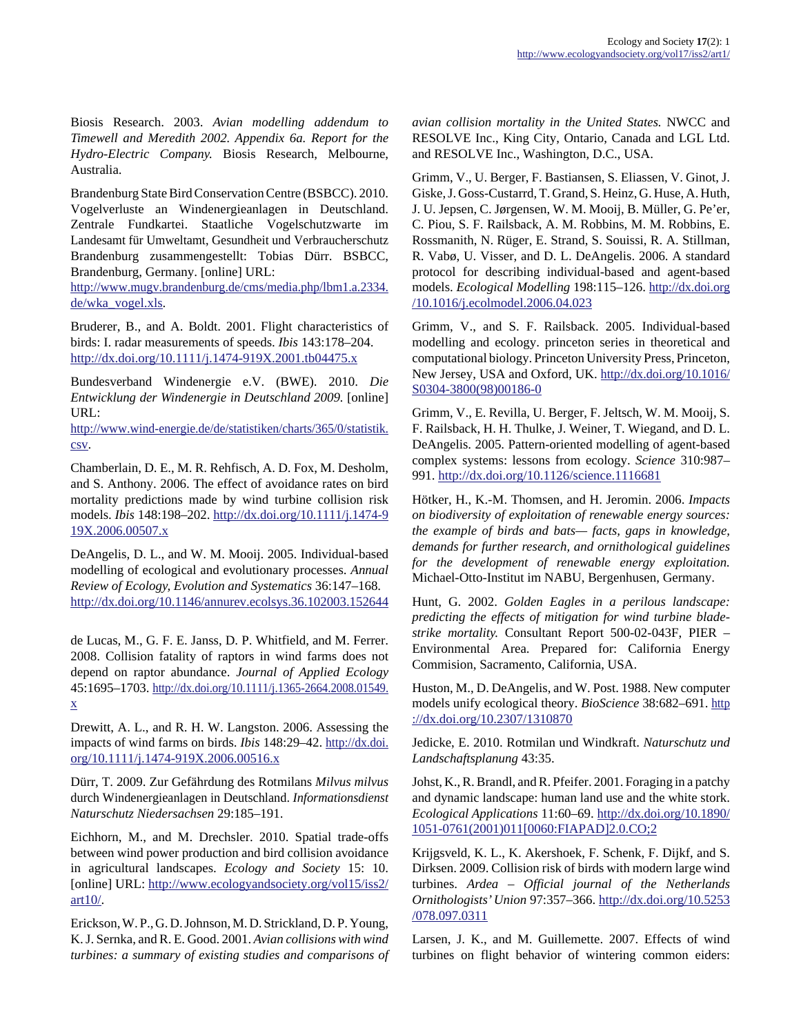Biosis Research. 2003. *Avian modelling addendum to Timewell and Meredith 2002. Appendix 6a. Report for the Hydro-Electric Company.* Biosis Research, Melbourne, Australia.

Brandenburg State Bird Conservation Centre (BSBCC). 2010. Vogelverluste an Windenergieanlagen in Deutschland. Zentrale Fundkartei. Staatliche Vogelschutzwarte im Landesamt für Umweltamt, Gesundheit und Verbraucherschutz Brandenburg zusammengestellt: Tobias Dürr. BSBCC, Brandenburg, Germany. [online] URL: http://www.mugv.brandenburg.de/cms/media.php/lbm1.a.2334.de/wka_vogel.xls.

Bruderer, B., and A. Boldt. 2001. Flight characteristics of birds: I. radar measurements of speeds. *Ibis* 143:178–204. http://dx.doi.org/10.1111/j.1474-919X.2001.tb04475.x

Bundesverband Windenergie e.V. (BWE). 2010. *Die Entwicklung der Windenergie in Deutschland 2009.* [online] URL: http://www.wind-energie.de/de/statistiken/charts/365/0/statistik.csv.

Chamberlain, D. E., M. R. Rehfisch, A. D. Fox, M. Desholm, and S. Anthony. 2006. The effect of avoidance rates on bird mortality predictions made by wind turbine collision risk models. *Ibis* 148:198–202. http://dx.doi.org/10.1111/j.1474-919X.2006.00507.x

DeAngelis, D. L., and W. M. Mooij. 2005. Individual-based modelling of ecological and evolutionary processes. *Annual Review of Ecology, Evolution and Systematics* 36:147–168. http://dx.doi.org/10.1146/annurev.ecolsys.36.102003.152644

de Lucas, M., G. F. E. Janss, D. P. Whitfield, and M. Ferrer. 2008. Collision fatality of raptors in wind farms does not depend on raptor abundance. *Journal of Applied Ecology* 45:1695–1703. http://dx.doi.org/10.1111/j.1365-2664.2008.01549.x

Drewitt, A. L., and R. H. W. Langston. 2006. Assessing the impacts of wind farms on birds. *Ibis* 148:29–42. http://dx.doi.org/10.1111/j.1474-919X.2006.00516.x

Dürr, T. 2009. Zur Gefährdung des Rotmilans *Milvus milvus* durch Windenergieanlagen in Deutschland. *Informationsdienst Naturschutz Niedersachsen* 29:185–191.

Eichhorn, M., and M. Drechsler. 2010. Spatial trade-offs between wind power production and bird collision avoidance in agricultural landscapes. *Ecology and Society* 15: 10. [online] URL: http://www.ecologyandsociety.org/vol15/iss2/art10/.

Erickson, W. P., G. D. Johnson, M. D. Strickland, D. P. Young, K. J. Sernka, and R. E. Good. 2001. *Avian collisions with wind turbines: a summary of existing studies and comparisons of avian collision mortality in the United States.* NWCC and RESOLVE Inc., King City, Ontario, Canada and LGL Ltd. and RESOLVE Inc., Washington, D.C., USA.

Grimm, V., U. Berger, F. Bastiansen, S. Eliassen, V. Ginot, J. Giske, J. Goss-Custarrd, T. Grand, S. Heinz, G. Huse, A. Huth, J. U. Jepsen, C. Jørgensen, W. M. Mooij, B. Müller, G. Pe'er, C. Piou, S. F. Railsback, A. M. Robbins, M. M. Robbins, E. Rossmanith, N. Rüger, E. Strand, S. Souissi, R. A. Stillman, R. Vabø, U. Visser, and D. L. DeAngelis. 2006. A standard protocol for describing individual-based and agent-based models. *Ecological Modelling* 198:115–126. http://dx.doi.org/10.1016/j.ecolmodel.2006.04.023

Grimm, V., and S. F. Railsback. 2005. Individual-based modelling and ecology. princeton series in theoretical and computational biology. Princeton University Press, Princeton, New Jersey, USA and Oxford, UK. http://dx.doi.org/10.1016/S0304-3800(98)00186-0

Grimm, V., E. Revilla, U. Berger, F. Jeltsch, W. M. Mooij, S. F. Railsback, H. H. Thulke, J. Weiner, T. Wiegand, and D. L. DeAngelis. 2005. Pattern-oriented modelling of agent-based complex systems: lessons from ecology. *Science* 310:987–991. http://dx.doi.org/10.1126/science.1116681

Hötker, H., K.-M. Thomsen, and H. Jeromin. 2006. *Impacts on biodiversity of exploitation of renewable energy sources: the example of birds and bats— facts, gaps in knowledge, demands for further research, and ornithological guidelines for the development of renewable energy exploitation.* Michael-Otto-Institut im NABU, Bergenhusen, Germany.

Hunt, G. 2002. *Golden Eagles in a perilous landscape: predicting the effects of mitigation for wind turbine blade-strike mortality.* Consultant Report 500-02-043F, PIER – Environmental Area. Prepared for: California Energy Commision, Sacramento, California, USA.

Huston, M., D. DeAngelis, and W. Post. 1988. New computer models unify ecological theory. *BioScience* 38:682–691. http://dx.doi.org/10.2307/1310870

Jedicke, E. 2010. Rotmilan und Windkraft. *Naturschutz und Landschaftsplanung* 43:35.

Johst, K., R. Brandl, and R. Pfeifer. 2001. Foraging in a patchy and dynamic landscape: human land use and the white stork. *Ecological Applications* 11:60–69. http://dx.doi.org/10.1890/1051-0761(2001)011[0060:FIAPAD]2.0.CO;2

Krijgsveld, K. L., K. Akershoek, F. Schenk, F. Dijkf, and S. Dirksen. 2009. Collision risk of birds with modern large wind turbines. *Ardea – Official journal of the Netherlands Ornithologists' Union* 97:357–366. http://dx.doi.org/10.5253/078.097.0311

Larsen, J. K., and M. Guillemette. 2007. Effects of wind turbines on flight behavior of wintering common eiders: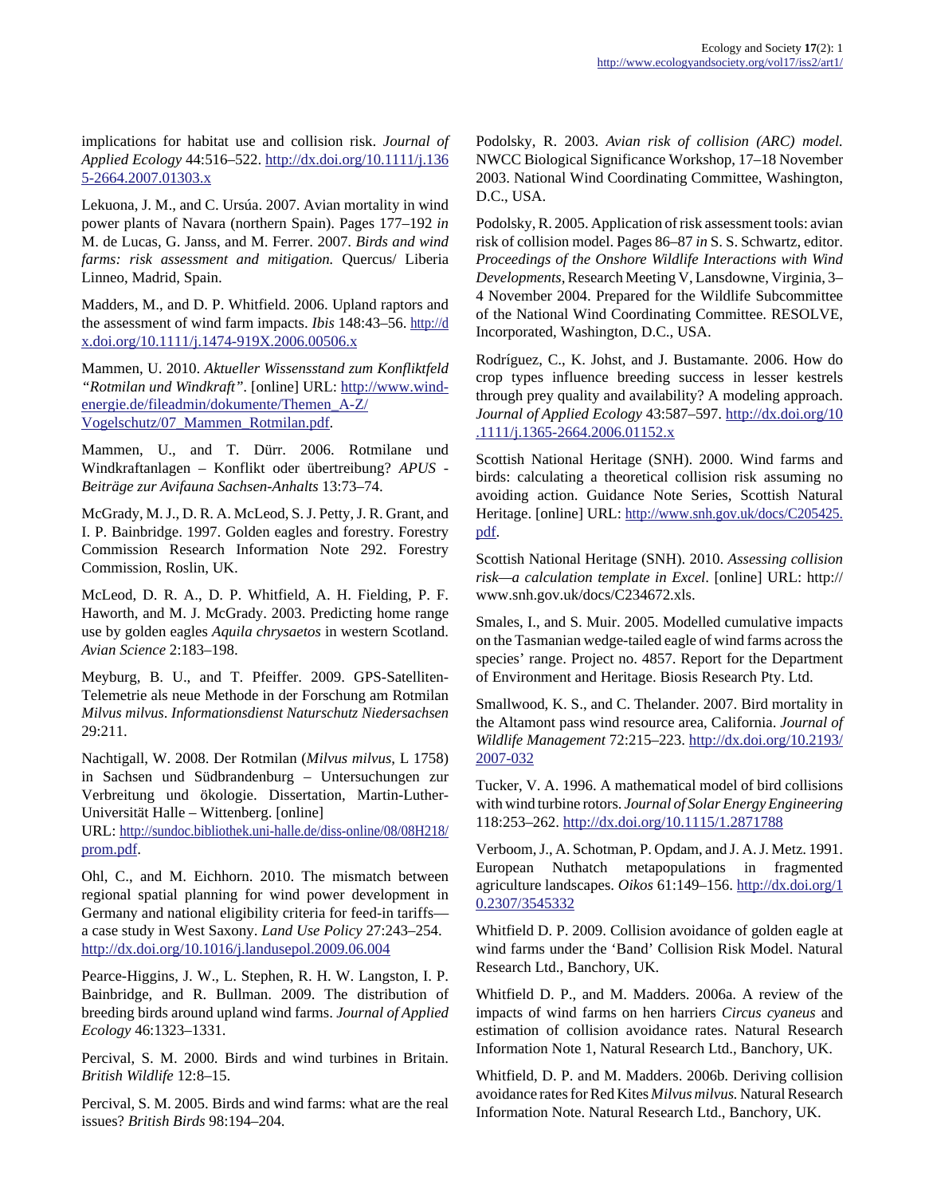implications for habitat use and collision risk. *Journal of Applied Ecology* 44:516–522. http://dx.doi.org/10.1111/j.1365-2664.2007.01303.x

Lekuona, J. M., and C. Ursúa. 2007. Avian mortality in wind power plants of Navara (northern Spain). Pages 177–192 *in* M. de Lucas, G. Janss, and M. Ferrer. 2007. *Birds and wind farms: risk assessment and mitigation.* Quercus/ Liberia Linneo, Madrid, Spain.

Madders, M., and D. P. Whitfield. 2006. Upland raptors and the assessment of wind farm impacts. *Ibis* 148:43–56. http://dx.doi.org/10.1111/j.1474-919X.2006.00506.x

Mammen, U. 2010. *Aktueller Wissensstand zum Konfliktfeld "Rotmilan und Windkraft"*. [online] URL: http://www.wind-energie.de/fileadmin/dokumente/Themen_A-Z/Vogelschutz/07_Mammen_Rotmilan.pdf.

Mammen, U., and T. Dürr. 2006. Rotmilane und Windkraftanlagen – Konflikt oder übertreibung? *APUS - Beiträge zur Avifauna Sachsen-Anhalts* 13:73–74.

McGrady, M. J., D. R. A. McLeod, S. J. Petty, J. R. Grant, and I. P. Bainbridge. 1997. Golden eagles and forestry. Forestry Commission Research Information Note 292. Forestry Commission, Roslin, UK.

McLeod, D. R. A., D. P. Whitfield, A. H. Fielding, P. F. Haworth, and M. J. McGrady. 2003. Predicting home range use by golden eagles *Aquila chrysaetos* in western Scotland. *Avian Science* 2:183–198.

Meyburg, B. U., and T. Pfeiffer. 2009. GPS-Satelliten-Telemetrie als neue Methode in der Forschung am Rotmilan *Milvus milvus*. *Informationsdienst Naturschutz Niedersachsen* 29:211.

Nachtigall, W. 2008. Der Rotmilan (*Milvus milvus*, L 1758) in Sachsen und Südbrandenburg – Untersuchungen zur Verbreitung und ökologie. Dissertation, Martin-Luther-Universität Halle – Wittenberg. [online] URL: http://sundoc.bibliothek.uni-halle.de/diss-online/08/08H218/prom.pdf.

Ohl, C., and M. Eichhorn. 2010. The mismatch between regional spatial planning for wind power development in Germany and national eligibility criteria for feed-in tariffs—a case study in West Saxony. *Land Use Policy* 27:243–254. http://dx.doi.org/10.1016/j.landusepol.2009.06.004

Pearce-Higgins, J. W., L. Stephen, R. H. W. Langston, I. P. Bainbridge, and R. Bullman. 2009. The distribution of breeding birds around upland wind farms. *Journal of Applied Ecology* 46:1323–1331.

Percival, S. M. 2000. Birds and wind turbines in Britain. *British Wildlife* 12:8–15.

Percival, S. M. 2005. Birds and wind farms: what are the real issues? *British Birds* 98:194–204.

Podolsky, R. 2003. *Avian risk of collision (ARC) model.* NWCC Biological Significance Workshop, 17–18 November 2003. National Wind Coordinating Committee, Washington, D.C., USA.

Podolsky, R. 2005. Application of risk assessment tools: avian risk of collision model. Pages 86–87 *in* S. S. Schwartz, editor. *Proceedings of the Onshore Wildlife Interactions with Wind Developments,* Research Meeting V, Lansdowne, Virginia, 3–4 November 2004. Prepared for the Wildlife Subcommittee of the National Wind Coordinating Committee. RESOLVE, Incorporated, Washington, D.C., USA.

Rodríguez, C., K. Johst, and J. Bustamante. 2006. How do crop types influence breeding success in lesser kestrels through prey quality and availability? A modeling approach. *Journal of Applied Ecology* 43:587–597. http://dx.doi.org/10.1111/j.1365-2664.2006.01152.x

Scottish National Heritage (SNH). 2000. Wind farms and birds: calculating a theoretical collision risk assuming no avoiding action. Guidance Note Series, Scottish Natural Heritage. [online] URL: http://www.snh.gov.uk/docs/C205425.pdf.

Scottish National Heritage (SNH). 2010. *Assessing collision risk—a calculation template in Excel*. [online] URL: http://www.snh.gov.uk/docs/C234672.xls.

Smales, I., and S. Muir. 2005. Modelled cumulative impacts on the Tasmanian wedge-tailed eagle of wind farms across the species' range. Project no. 4857. Report for the Department of Environment and Heritage. Biosis Research Pty. Ltd.

Smallwood, K. S., and C. Thelander. 2007. Bird mortality in the Altamont pass wind resource area, California. *Journal of Wildlife Management* 72:215–223. http://dx.doi.org/10.2193/2007-032

Tucker, V. A. 1996. A mathematical model of bird collisions with wind turbine rotors. *Journal of Solar Energy Engineering* 118:253–262. http://dx.doi.org/10.1115/1.2871788

Verboom, J., A. Schotman, P. Opdam, and J. A. J. Metz. 1991. European Nuthatch metapopulations in fragmented agriculture landscapes. *Oikos* 61:149–156. http://dx.doi.org/10.2307/3545332

Whitfield D. P. 2009. Collision avoidance of golden eagle at wind farms under the 'Band' Collision Risk Model. Natural Research Ltd., Banchory, UK.

Whitfield D. P., and M. Madders. 2006a. A review of the impacts of wind farms on hen harriers *Circus cyaneus* and estimation of collision avoidance rates. Natural Research Information Note 1, Natural Research Ltd., Banchory, UK.

Whitfield, D. P. and M. Madders. 2006b. Deriving collision avoidance rates for Red Kites *Milvus milvus.* Natural Research Information Note. Natural Research Ltd., Banchory, UK.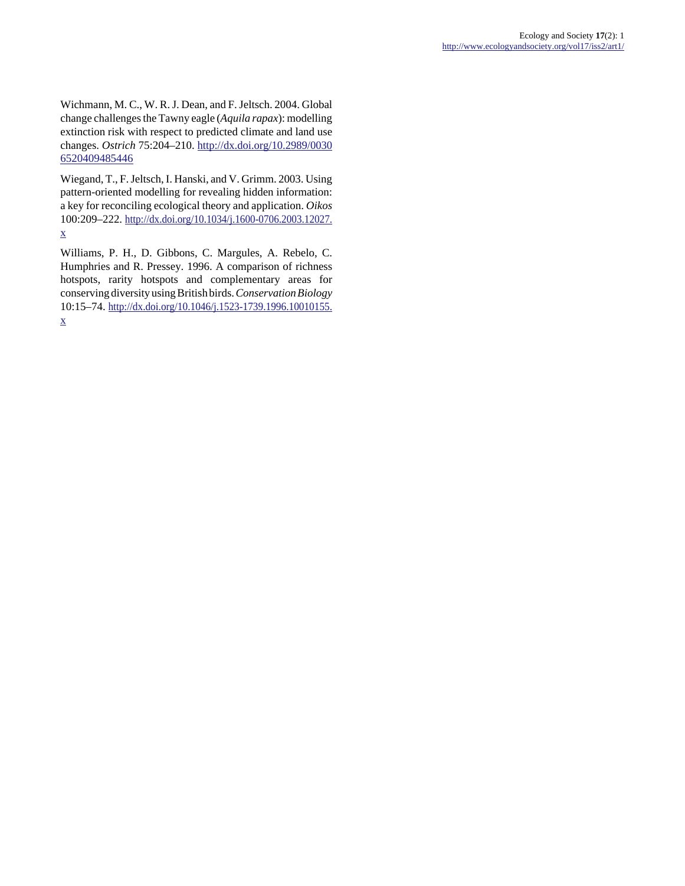Wichmann, M. C., W. R. J. Dean, and F. Jeltsch. 2004. Global change challenges the Tawny eagle (*Aquila rapax*): modelling extinction risk with respect to predicted climate and land use changes. *Ostrich* 75:204–210. http://dx.doi.org/10.2989/00306520409485446

Wiegand, T., F. Jeltsch, I. Hanski, and V. Grimm. 2003. Using pattern-oriented modelling for revealing hidden information: a key for reconciling ecological theory and application. *Oikos* 100:209–222. http://dx.doi.org/10.1034/j.1600-0706.2003.12027.x

Williams, P. H., D. Gibbons, C. Margules, A. Rebelo, C. Humphries and R. Pressey. 1996. A comparison of richness hotspots, rarity hotspots and complementary areas for conserving diversity using British birds. *Conservation Biology* 10:15–74. http://dx.doi.org/10.1046/j.1523-1739.1996.10010155.x